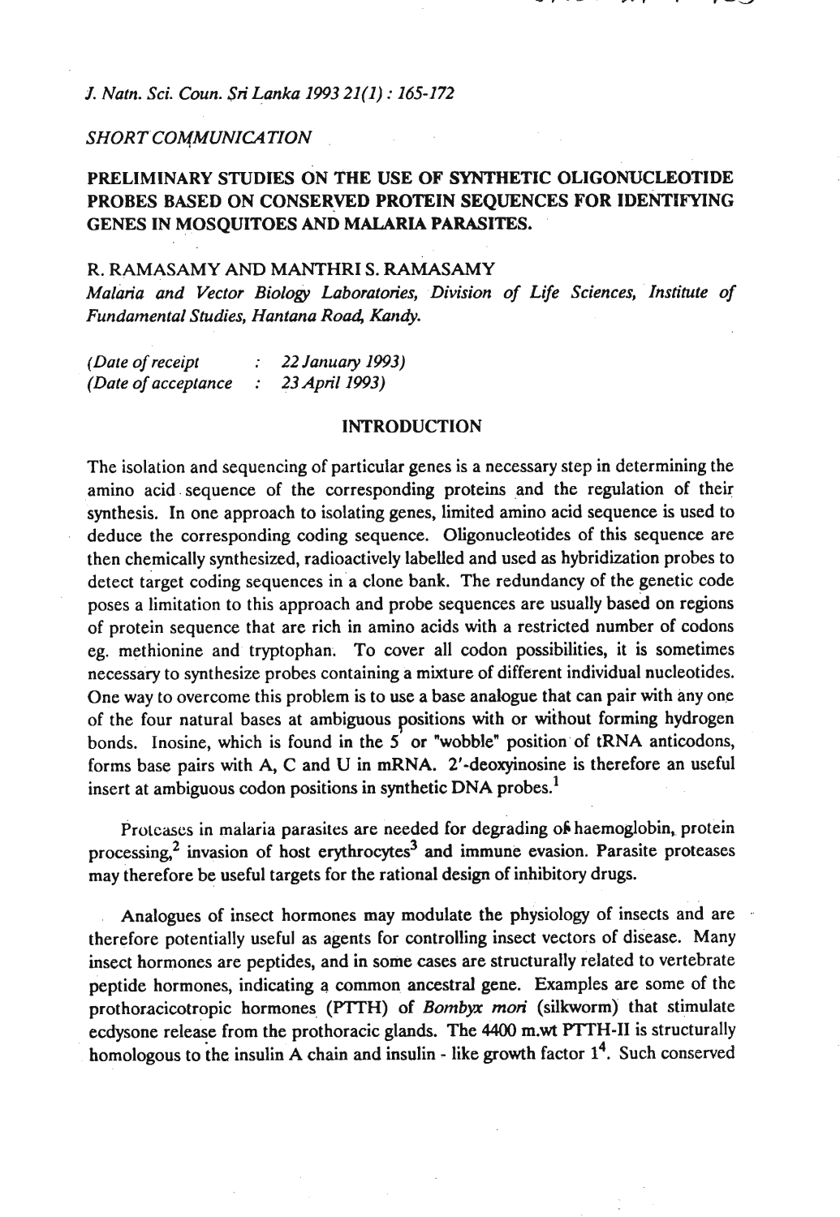*J. Natn. Sci. Coun. Sri Lanka 1993 21(1) : 165-172*

*SHORT COMMUNICATION*

# PRELIMINARY STUDIES ON THE USE OF SYNTHETIC OLIGONUCLEOTIDE PROBES BASED ON CONSERVED PROTEIN SEQUENCES FOR IDENTIFYING GENES IN MOSQUITOES AND MALARIA PARASITES.

R. RAMASAMY AND MANTHRI S. RAMASAMY

*Malaria and Vector Biology Laboratories, Division of Life Sciences, Institute of Fundamental Studies, Hantana Road, Kandy.*

| | | |
|---|---|---|
| *(Date of receipt* | : | *22 January 1993)* |
| *(Date of acceptance* | : | *23 April 1993)* |

## INTRODUCTION

The isolation and sequencing of particular genes is a necessary step in determining the amino acid sequence of the corresponding proteins and the regulation of their synthesis. In one approach to isolating genes, limited amino acid sequence is used to deduce the corresponding coding sequence. Oligonucleotides of this sequence are then chemically synthesized, radioactively labelled and used as hybridization probes to detect target coding sequences in a clone bank. The redundancy of the genetic code poses a limitation to this approach and probe sequences are usually based on regions of protein sequence that are rich in amino acids with a restricted number of codons eg. methionine and tryptophan. To cover all codon possibilities, it is sometimes necessary to synthesize probes containing a mixture of different individual nucleotides. One way to overcome this problem is to use a base analogue that can pair with any one of the four natural bases at ambiguous positions with or without forming hydrogen bonds. Inosine, which is found in the 5' or "wobble" position of tRNA anticodons, forms base pairs with A, C and U in mRNA. 2'-deoxyinosine is therefore an useful insert at ambiguous codon positions in synthetic DNA probes.[1]

Proteases in malaria parasites are needed for degrading of haemoglobin, protein processing,[2] invasion of host erythrocytes[3] and immune evasion. Parasite proteases may therefore be useful targets for the rational design of inhibitory drugs.

Analogues of insect hormones may modulate the physiology of insects and are therefore potentially useful as agents for controlling insect vectors of disease. Many insect hormones are peptides, and in some cases are structurally related to vertebrate peptide hormones, indicating a common ancestral gene. Examples are some of the prothoracicotropic hormones (PTTH) of *Bombyx mori* (silkworm) that stimulate ecdysone release from the prothoracic glands. The 4400 m.wt PTTH-II is structurally homologous to the insulin A chain and insulin - like growth factor 1[4]. Such conserved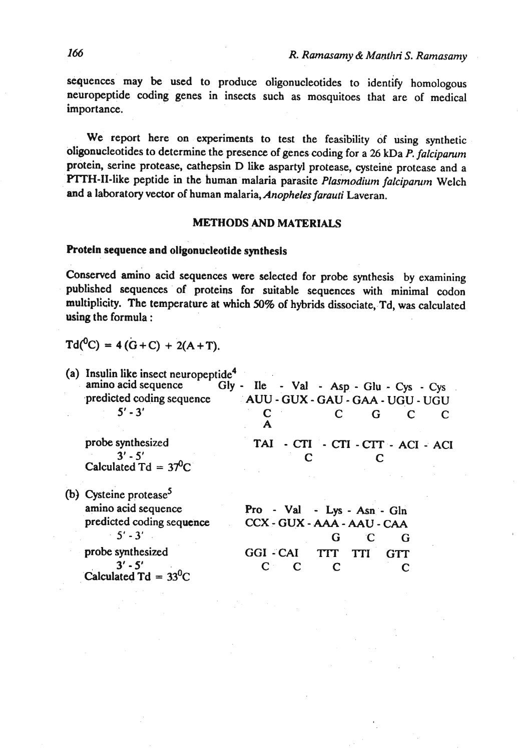sequences may be used to produce oligonucleotides to identify homologous neuropeptide coding genes in insects such as mosquitoes that are of medical importance.

We report here on experiments to test the feasibility of using synthetic oligonucleotides to determine the presence of genes coding for a 26 kDa *P. falciparum* protein, serine protease, cathepsin D like aspartyl protease, cysteine protease and a PTTH-II-like peptide in the human malaria parasite *Plasmodium falciparum* Welch and a laboratory vector of human malaria, *Anopheles farauti* Laveran.

## METHODS AND MATERIALS

### Protein sequence and oligonucleotide synthesis

Conserved amino acid sequences were selected for probe synthesis by examining published sequences of proteins for suitable sequences with minimal codon multiplicity. The temperature at which 50% of hybrids dissociate, Td, was calculated using the formula :

$$Td(^0C) = 4(G+C) + 2(A+T).$$

(a) Insulin like insect neuropeptide[4]

| | | | | | | | |
|---|---|---|---|---|---|---|---|
| amino acid sequence | Gly - | Ile | - Val | - Asp | - Glu | - Cys | - Cys |
| predicted coding sequence | | AUU | - GUX | - GAU | - GAA | - UGU | - UGU |
| 5' - 3' | | C | | C | G | C | C |
| | | A | | | | | |
| probe synthesized | | TAI | - CTI | - CTI | - CTT | - ACI | - ACI |
| 3' - 5' | | | C | | C | | |

Calculated Td = 37$^0$C

(b) Cysteine protease[5]

| | | | | | |
|---|---|---|---|---|---|
| amino acid sequence | Pro | - Val | - Lys | - Asn | - Gln |
| predicted coding sequence | CCX | - GUX | - AAA | - AAU | - CAA |
| 5' - 3' | | | G | C | G |
| probe synthesized | GGI | - CAI | TTT | TTI | GTT |
| 3' - 5' | C | C | C | | C |

Calculated Td = 33$^0$C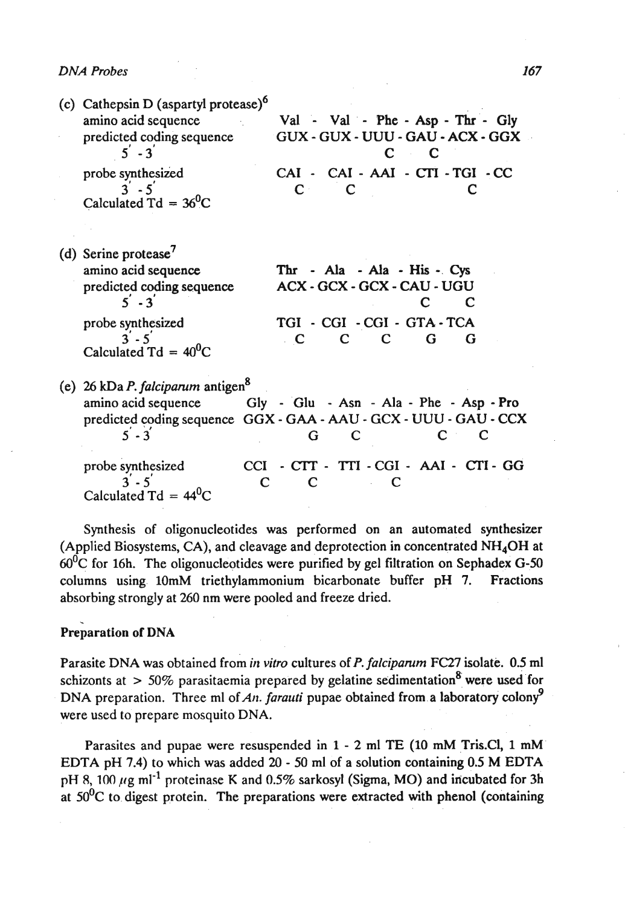(c) Cathepsin D (aspartyl protease)[6]

```
amino acid sequence          Val  -  Val  - Phe - Asp - Thr -  Gly
predicted coding sequence    GUX - GUX - UUU - GAU - ACX - GGX
    5' -3'                                 C     C
probe synthesized            CAI  -  CAI - AAI  - CTI - TGI  - CC
    3' -5'                    C        C                       C
Calculated Td = 36°C
```

(d) Serine protease[7]

```
amino acid sequence          Thr  - Ala  - Ala  - His  - Cys
predicted coding sequence    ACX - GCX - GCX - CAU - UGU
    5' -3'                                         C     C
probe synthesized            TGI  - CGI  - CGI - GTA - TCA
    3' -5'                    C      C      C      G     G
Calculated Td = 40°C
```

(e) 26 kDa *P. falciparum* antigen[8]

```
amino acid sequence          Gly  - Glu  - Asn  - Ala - Phe  - Asp - Pro
predicted coding sequence    GGX - GAA - AAU - GCX - UUU - GAU - CCX
    5' -3'                          G      C             C     C

probe synthesized            CCI  - CTT -  TTI - CGI -  AAI -  CTI - GG
    3' -5'                    C      C       C
Calculated Td = 44°C
```

Synthesis of oligonucleotides was performed on an automated synthesizer (Applied Biosystems, CA), and cleavage and deprotection in concentrated $NH_4OH$ at 60°C for 16h. The oligonucleotides were purified by gel filtration on Sephadex G-50 columns using 10mM triethylammonium bicarbonate buffer pH 7. Fractions absorbing strongly at 260 nm were pooled and freeze dried.

## Preparation of DNA

Parasite DNA was obtained from *in vitro* cultures of *P. falciparum* FC27 isolate. 0.5 ml schizonts at > 50% parasitaemia prepared by gelatine sedimentation[8] were used for DNA preparation. Three ml of *An. farauti* pupae obtained from a laboratory colony[9] were used to prepare mosquito DNA.

Parasites and pupae were resuspended in 1 - 2 ml TE (10 mM Tris.Cl, 1 mM EDTA pH 7.4) to which was added 20 - 50 ml of a solution containing 0.5 M EDTA pH 8, 100 $\mu g\ ml^{-1}$ proteinase K and 0.5% sarkosyl (Sigma, MO) and incubated for 3h at 50°C to digest protein. The preparations were extracted with phenol (containing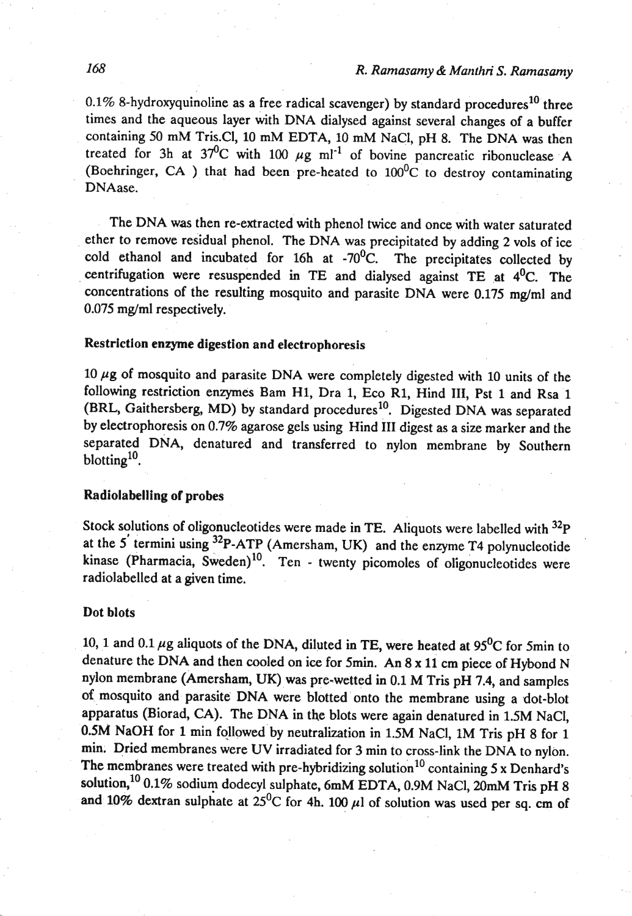0.1% 8-hydroxyquinoline as a free radical scavenger) by standard procedures[10] three times and the aqueous layer with DNA dialysed against several changes of a buffer containing 50 mM Tris.Cl, 10 mM EDTA, 10 mM NaCl, pH 8. The DNA was then treated for 3h at $37^0$C with 100 $\mu$g ml$^{-1}$ of bovine pancreatic ribonuclease A (Boehringer, CA ) that had been pre-heated to $100^0$C to destroy contaminating DNAase.

The DNA was then re-extracted with phenol twice and once with water saturated ether to remove residual phenol. The DNA was precipitated by adding 2 vols of ice cold ethanol and incubated for 16h at $-70^0$C. The precipitates collected by centrifugation were resuspended in TE and dialysed against TE at $4^0$C. The concentrations of the resulting mosquito and parasite DNA were 0.175 mg/ml and 0.075 mg/ml respectively.

### Restriction enzyme digestion and electrophoresis

10 $\mu$g of mosquito and parasite DNA were completely digested with 10 units of the following restriction enzymes Bam H1, Dra 1, Eco R1, Hind III, Pst 1 and Rsa 1 (BRL, Gaithersberg, MD) by standard procedures[10]. Digested DNA was separated by electrophoresis on 0.7% agarose gels using Hind III digest as a size marker and the separated DNA, denatured and transferred to nylon membrane by Southern blotting[10].

### Radiolabelling of probes

Stock solutions of oligonucleotides were made in TE. Aliquots were labelled with $^{32}$P at the 5$'$ termini using $^{32}$P-ATP (Amersham, UK) and the enzyme T4 polynucleotide kinase (Pharmacia, Sweden)[10]. Ten - twenty picomoles of oligonucleotides were radiolabelled at a given time.

### Dot blots

10, 1 and 0.1 $\mu$g aliquots of the DNA, diluted in TE, were heated at $95^0$C for 5min to denature the DNA and then cooled on ice for 5min. An 8 x 11 cm piece of Hybond N nylon membrane (Amersham, UK) was pre-wetted in 0.1 M Tris pH 7.4, and samples of mosquito and parasite DNA were blotted onto the membrane using a dot-blot apparatus (Biorad, CA). The DNA in the blots were again denatured in 1.5M NaCl, 0.5M NaOH for 1 min followed by neutralization in 1.5M NaCl, 1M Tris pH 8 for 1 min. Dried membranes were UV irradiated for 3 min to cross-link the DNA to nylon. The membranes were treated with pre-hybridizing solution[10] containing 5 x Denhard's solution,[10] 0.1% sodium dodecyl sulphate, 6mM EDTA, 0.9M NaCl, 20mM Tris pH 8 and 10% dextran sulphate at $25^0$C for 4h. 100 $\mu$l of solution was used per sq. cm of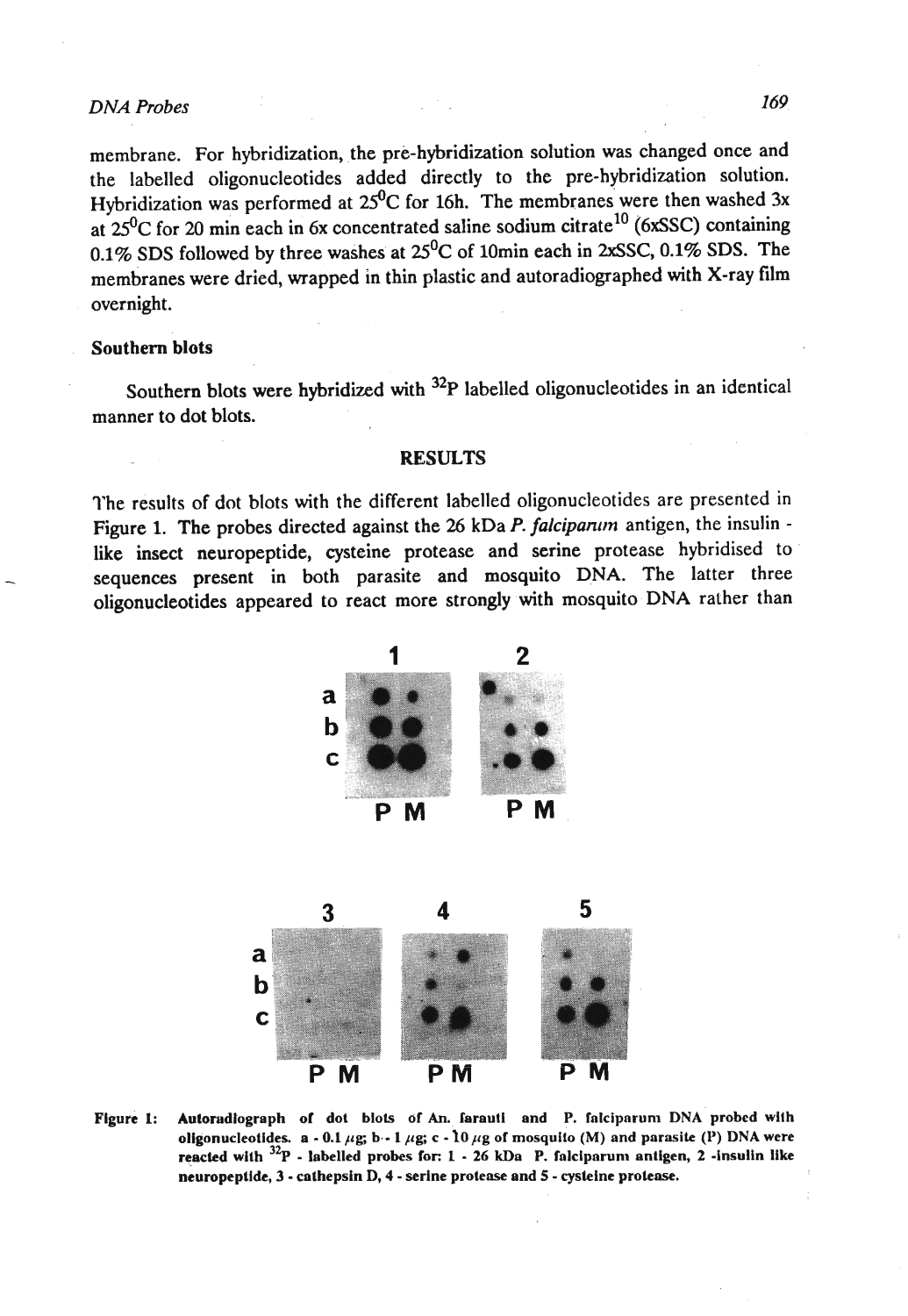membrane. For hybridization, the pre-hybridization solution was changed once and the labelled oligonucleotides added directly to the pre-hybridization solution. Hybridization was performed at 25°C for 16h. The membranes were then washed 3x at 25°C for 20 min each in 6x concentrated saline sodium citrate[10] (6xSSC) containing 0.1% SDS followed by three washes at 25°C of 10min each in 2xSSC, 0.1% SDS. The membranes were dried, wrapped in thin plastic and autoradiographed with X-ray film overnight.

### Southern blots

Southern blots were hybridized with $^{32}P$ labelled oligonucleotides in an identical manner to dot blots.

## RESULTS

The results of dot blots with the different labelled oligonucleotides are presented in Figure 1. The probes directed against the 26 kDa *P. falciparum* antigen, the insulin - like insect neuropeptide, cysteine protease and serine protease hybridised to sequences present in both parasite and mosquito DNA. The latter three oligonucleotides appeared to react more strongly with mosquito DNA rather than

**Figure 1:** Autoradiograph of dot blots of An. farauti and P. falciparum DNA probed with oligonucleotides. a - 0.1 μg; b - 1 μg; c - 10 μg of mosquito (M) and parasite (P) DNA were reacted with $^{32}P$ - labelled probes for: 1 - 26 kDa P. falciparum antigen, 2 -insulin like neuropeptide, 3 - cathepsin D, 4 - serine protease and 5 - cysteine protease.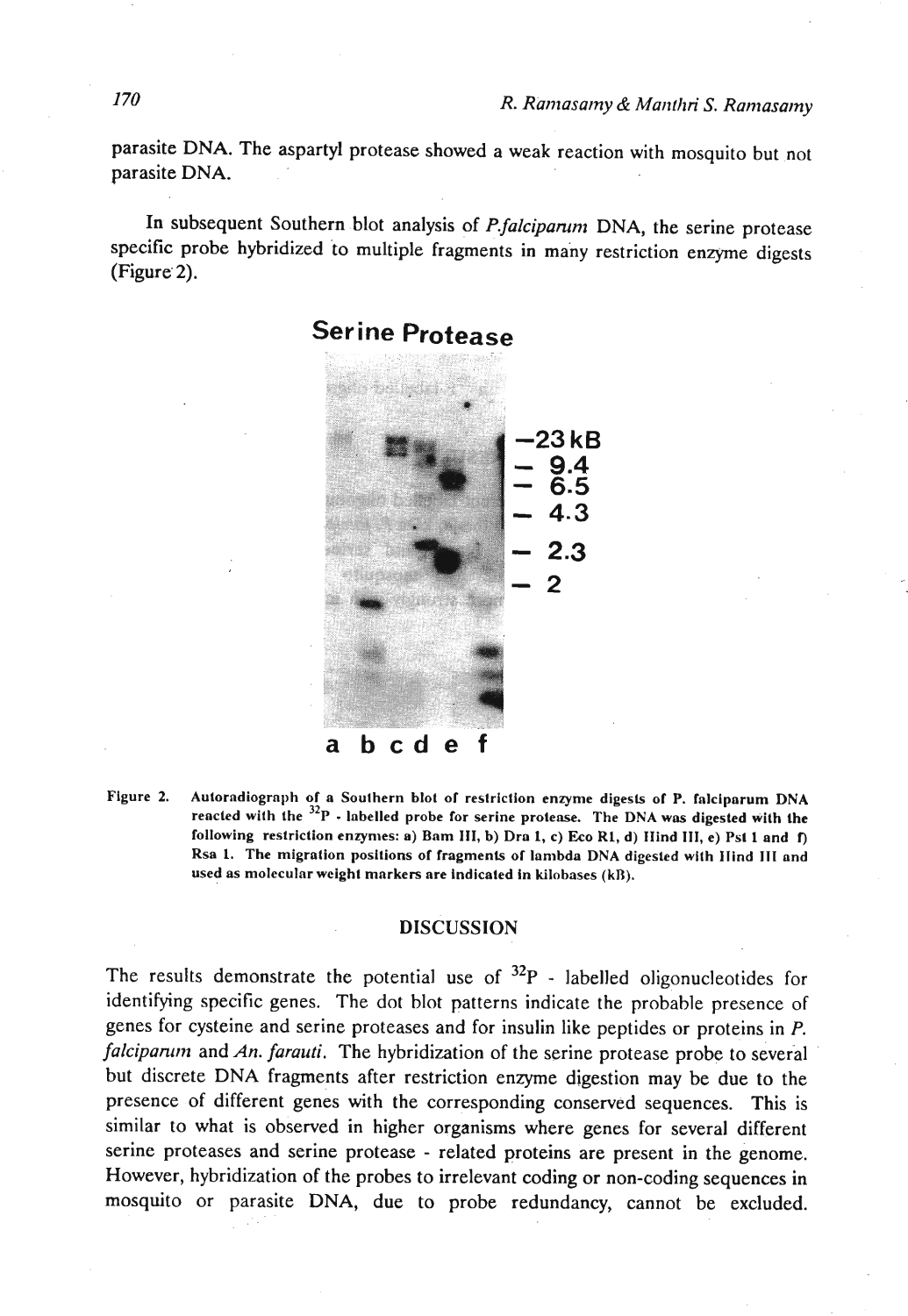parasite DNA. The aspartyl protease showed a weak reaction with mosquito but not parasite DNA.

In subsequent Southern blot analysis of *P.falciparum* DNA, the serine protease specific probe hybridized to multiple fragments in many restriction enzyme digests (Figure 2).

Serine Protease

—23 kB
— 9.4
— 6.5
— 4.3
— 2.3
— 2

a b c d e f

Figure 2. Autoradiograph of a Southern blot of restriction enzyme digests of P. falciparum DNA reacted with the $^{32}P$ - labelled probe for serine protease. The DNA was digested with the following restriction enzymes: a) Bam III, b) Dra 1, c) Eco R1, d) Hind III, e) Pst 1 and f) Rsa 1. The migration positions of fragments of lambda DNA digested with Hind III and used as molecular weight markers are indicated in kilobases (kB).

## DISCUSSION

The results demonstrate the potential use of $^{32}P$ - labelled oligonucleotides for identifying specific genes. The dot blot patterns indicate the probable presence of genes for cysteine and serine proteases and for insulin like peptides or proteins in *P. falciparum* and *An. farauti*. The hybridization of the serine protease probe to several but discrete DNA fragments after restriction enzyme digestion may be due to the presence of different genes with the corresponding conserved sequences. This is similar to what is observed in higher organisms where genes for several different serine proteases and serine protease - related proteins are present in the genome. However, hybridization of the probes to irrelevant coding or non-coding sequences in mosquito or parasite DNA, due to probe redundancy, cannot be excluded.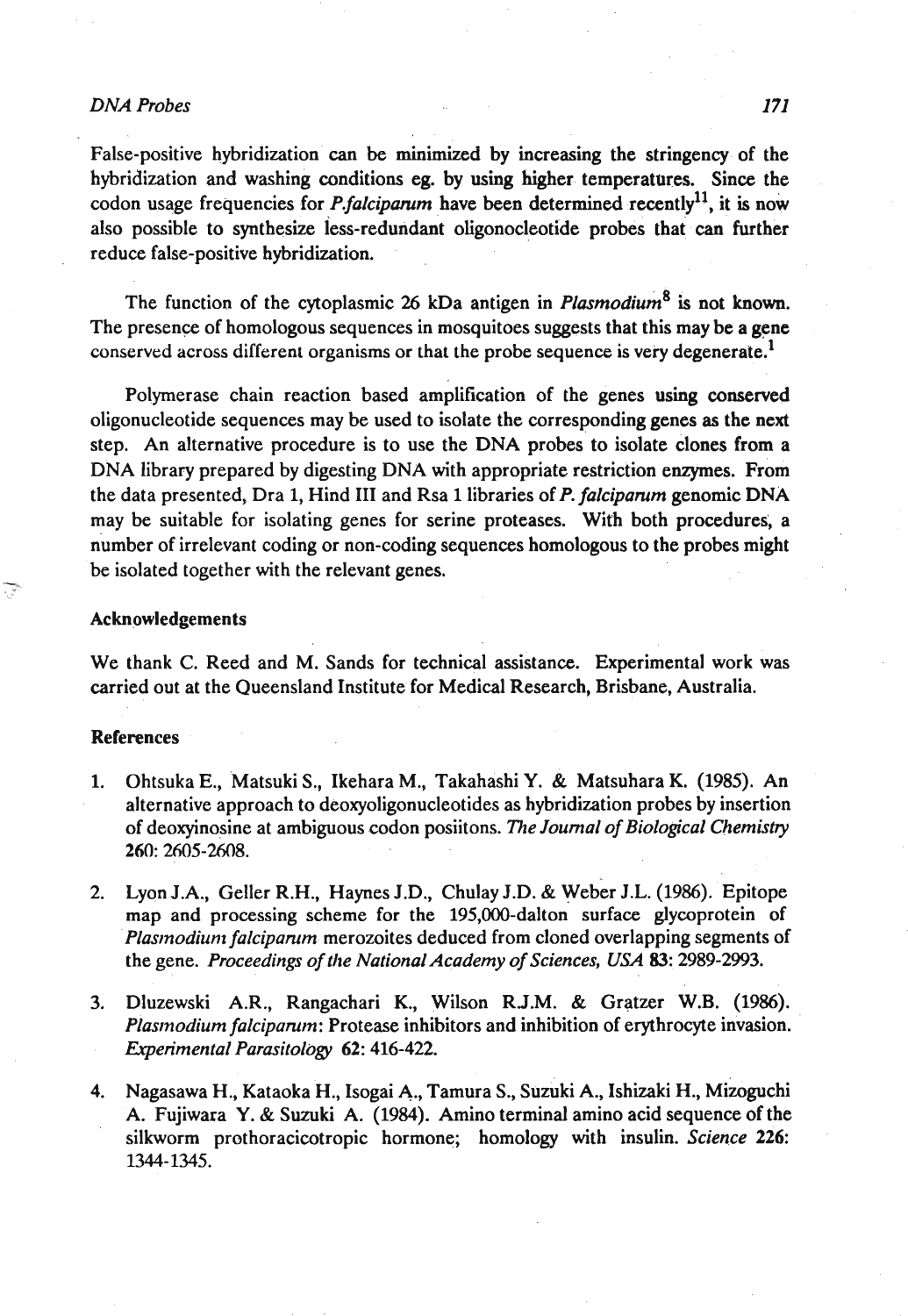False-positive hybridization can be minimized by increasing the stringency of the hybridization and washing conditions eg. by using higher temperatures. Since the codon usage frequencies for *P.falciparum* have been determined recently[11], it is now also possible to synthesize less-redundant oligonocleotide probes that can further reduce false-positive hybridization.

The function of the cytoplasmic 26 kDa antigen in *Plasmodium*[8] is not known. The presence of homologous sequences in mosquitoes suggests that this may be a gene conserved across different organisms or that the probe sequence is very degenerate.[1]

Polymerase chain reaction based amplification of the genes using conserved oligonucleotide sequences may be used to isolate the corresponding genes as the next step. An alternative procedure is to use the DNA probes to isolate clones from a DNA library prepared by digesting DNA with appropriate restriction enzymes. From the data presented, Dra 1, Hind III and Rsa 1 libraries of *P. falciparum* genomic DNA may be suitable for isolating genes for serine proteases. With both procedures, a number of irrelevant coding or non-coding sequences homologous to the probes might be isolated together with the relevant genes.

## Acknowledgements

We thank C. Reed and M. Sands for technical assistance. Experimental work was carried out at the Queensland Institute for Medical Research, Brisbane, Australia.

## References

1. Ohtsuka E., Matsuki S., Ikehara M., Takahashi Y. & Matsuhara K. (1985). An alternative approach to deoxyoligonucleotides as hybridization probes by insertion of deoxyinosine at ambiguous codon posiitons. *The Journal of Biological Chemistry* **260**: 2605-2608.

2. Lyon J.A., Geller R.H., Haynes J.D., Chulay J.D. & Weber J.L. (1986). Epitope map and processing scheme for the 195,000-dalton surface glycoprotein of *Plasmodium falciparum* merozoites deduced from cloned overlapping segments of the gene. *Proceedings of the National Academy of Sciences, USA* **83**: 2989-2993.

3. Dluzewski A.R., Rangachari K., Wilson R.J.M. & Gratzer W.B. (1986). *Plasmodium falciparum*: Protease inhibitors and inhibition of erythrocyte invasion. *Experimental Parasitology* **62**: 416-422.

4. Nagasawa H., Kataoka H., Isogai A., Tamura S., Suzuki A., Ishizaki H., Mizoguchi A. Fujiwara Y. & Suzuki A. (1984). Amino terminal amino acid sequence of the silkworm prothoracicotropic hormone; homology with insulin. *Science* **226**: 1344-1345.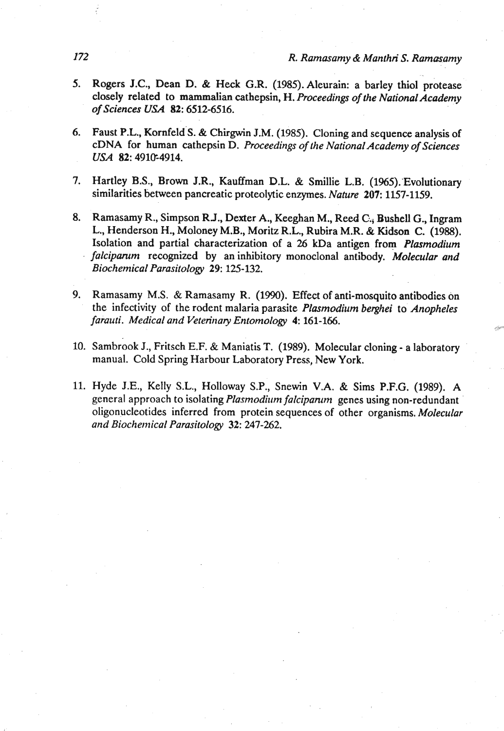5. Rogers J.C., Dean D. & Heck G.R. (1985). Aleurain: a barley thiol protease closely related to mammalian cathepsin, H. *Proceedings of the National Academy of Sciences USA* **82**: 6512-6516.

6. Faust P.L., Kornfeld S. & Chirgwin J.M. (1985). Cloning and sequence analysis of cDNA for human cathepsin D. *Proceedings of the National Academy of Sciences USA* **82**: 4910-4914.

7. Hartley B.S., Brown J.R., Kauffman D.L. & Smillie L.B. (1965). Evolutionary similarities between pancreatic proteolytic enzymes. *Nature* **207**: 1157-1159.

8. Ramasamy R., Simpson R.J., Dexter A., Keeghan M., Reed C., Bushell G., Ingram L., Henderson H., Moloney M.B., Moritz R.L., Rubira M.R. & Kidson C. (1988). Isolation and partial characterization of a 26 kDa antigen from *Plasmodium falciparum* recognized by an inhibitory monoclonal antibody. *Molecular and Biochemical Parasitology* **29**: 125-132.

9. Ramasamy M.S. & Ramasamy R. (1990). Effect of anti-mosquito antibodies on the infectivity of the rodent malaria parasite *Plasmodium berghei* to *Anopheles farauti*. *Medical and Veterinary Entomology* **4**: 161-166.

10. Sambrook J., Fritsch E.F. & Maniatis T. (1989). Molecular cloning - a laboratory manual. Cold Spring Harbour Laboratory Press, New York.

11. Hyde J.E., Kelly S.L., Holloway S.P., Snewin V.A. & Sims P.F.G. (1989). A general approach to isolating *Plasmodium falciparum* genes using non-redundant oligonucleotides inferred from protein sequences of other organisms. *Molecular and Biochemical Parasitology* **32**: 247-262.